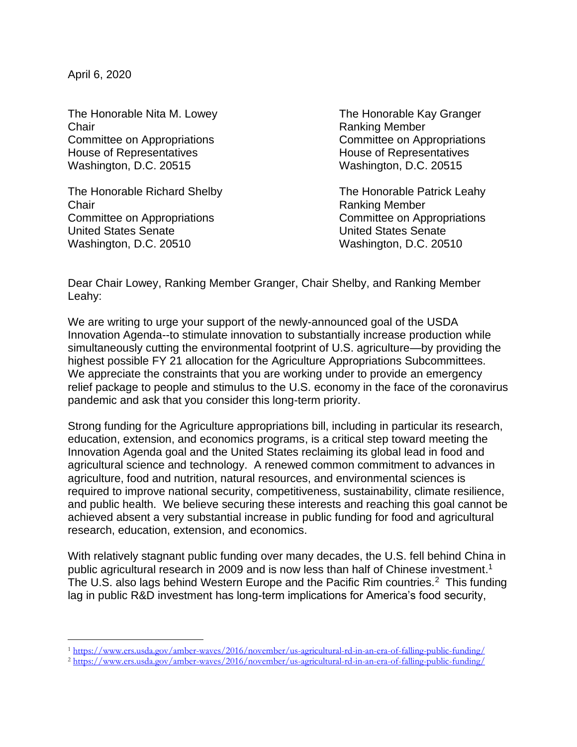April 6, 2020

The Honorable Nita M. Lowey
Chair
Committee on Appropriations
House of Representatives
Washington, D.C. 20515

The Honorable Kay Granger
Ranking Member
Committee on Appropriations
House of Representatives
Washington, D.C. 20515

The Honorable Richard Shelby
Chair
Committee on Appropriations
United States Senate
Washington, D.C. 20510

The Honorable Patrick Leahy
Ranking Member
Committee on Appropriations
United States Senate
Washington, D.C. 20510

Dear Chair Lowey, Ranking Member Granger, Chair Shelby, and Ranking Member Leahy:

We are writing to urge your support of the newly-announced goal of the USDA Innovation Agenda--to stimulate innovation to substantially increase production while simultaneously cutting the environmental footprint of U.S. agriculture—by providing the highest possible FY 21 allocation for the Agriculture Appropriations Subcommittees. We appreciate the constraints that you are working under to provide an emergency relief package to people and stimulus to the U.S. economy in the face of the coronavirus pandemic and ask that you consider this long-term priority.

Strong funding for the Agriculture appropriations bill, including in particular its research, education, extension, and economics programs, is a critical step toward meeting the Innovation Agenda goal and the United States reclaiming its global lead in food and agricultural science and technology. A renewed common commitment to advances in agriculture, food and nutrition, natural resources, and environmental sciences is required to improve national security, competitiveness, sustainability, climate resilience, and public health. We believe securing these interests and reaching this goal cannot be achieved absent a very substantial increase in public funding for food and agricultural research, education, extension, and economics.

With relatively stagnant public funding over many decades, the U.S. fell behind China in public agricultural research in 2009 and is now less than half of Chinese investment.[1] The U.S. also lags behind Western Europe and the Pacific Rim countries.[2] This funding lag in public R&D investment has long-term implications for America's food security,

[1] https://www.ers.usda.gov/amber-waves/2016/november/us-agricultural-rd-in-an-era-of-falling-public-funding/

[2] https://www.ers.usda.gov/amber-waves/2016/november/us-agricultural-rd-in-an-era-of-falling-public-funding/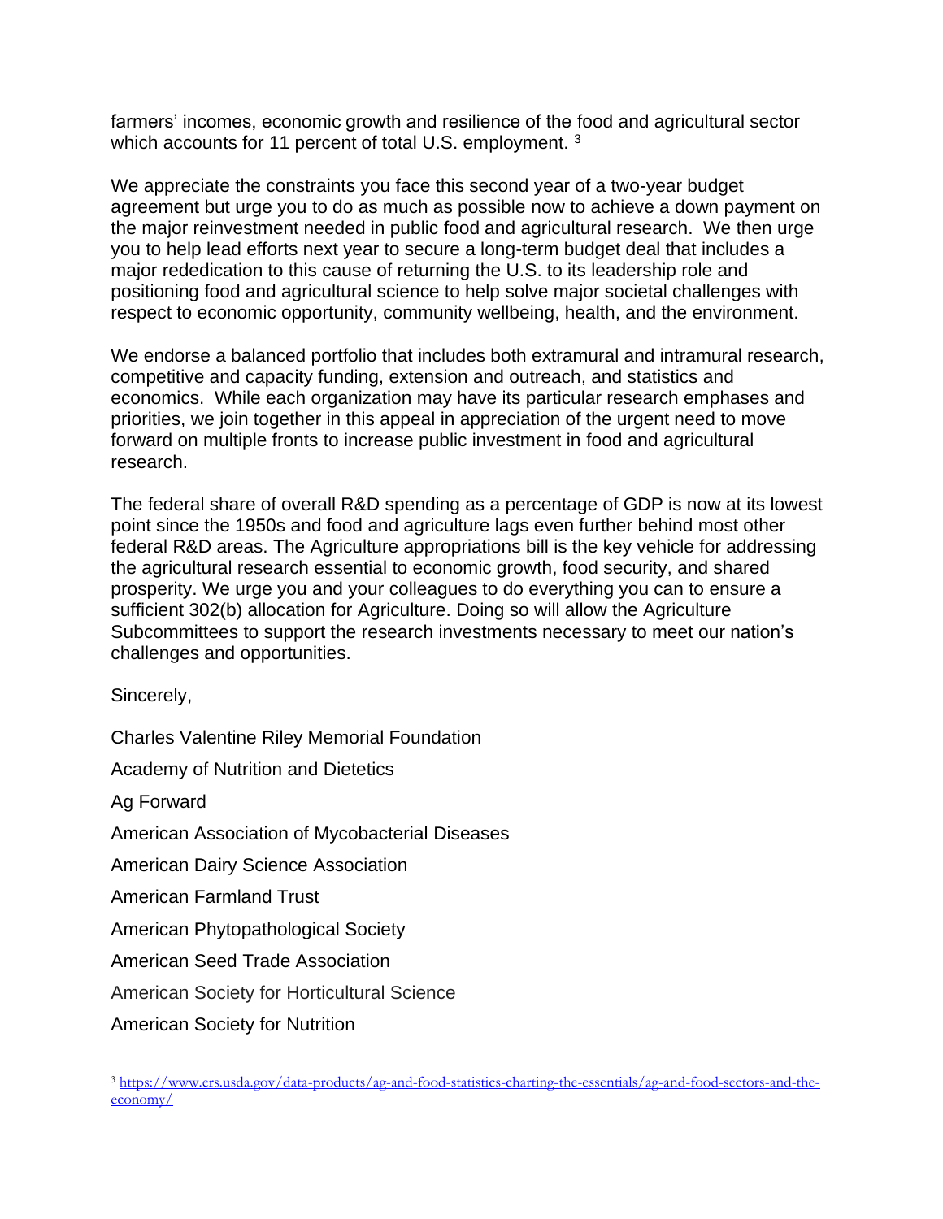farmers' incomes, economic growth and resilience of the food and agricultural sector which accounts for 11 percent of total U.S. employment. [3]

We appreciate the constraints you face this second year of a two-year budget agreement but urge you to do as much as possible now to achieve a down payment on the major reinvestment needed in public food and agricultural research. We then urge you to help lead efforts next year to secure a long-term budget deal that includes a major rededication to this cause of returning the U.S. to its leadership role and positioning food and agricultural science to help solve major societal challenges with respect to economic opportunity, community wellbeing, health, and the environment.

We endorse a balanced portfolio that includes both extramural and intramural research, competitive and capacity funding, extension and outreach, and statistics and economics. While each organization may have its particular research emphases and priorities, we join together in this appeal in appreciation of the urgent need to move forward on multiple fronts to increase public investment in food and agricultural research.

The federal share of overall R&D spending as a percentage of GDP is now at its lowest point since the 1950s and food and agriculture lags even further behind most other federal R&D areas. The Agriculture appropriations bill is the key vehicle for addressing the agricultural research essential to economic growth, food security, and shared prosperity. We urge you and your colleagues to do everything you can to ensure a sufficient 302(b) allocation for Agriculture. Doing so will allow the Agriculture Subcommittees to support the research investments necessary to meet our nation's challenges and opportunities.

Sincerely,

Charles Valentine Riley Memorial Foundation

Academy of Nutrition and Dietetics

Ag Forward

American Association of Mycobacterial Diseases

American Dairy Science Association

American Farmland Trust

American Phytopathological Society

American Seed Trade Association

American Society for Horticultural Science

American Society for Nutrition

---

[3] https://www.ers.usda.gov/data-products/ag-and-food-statistics-charting-the-essentials/ag-and-food-sectors-and-the-economy/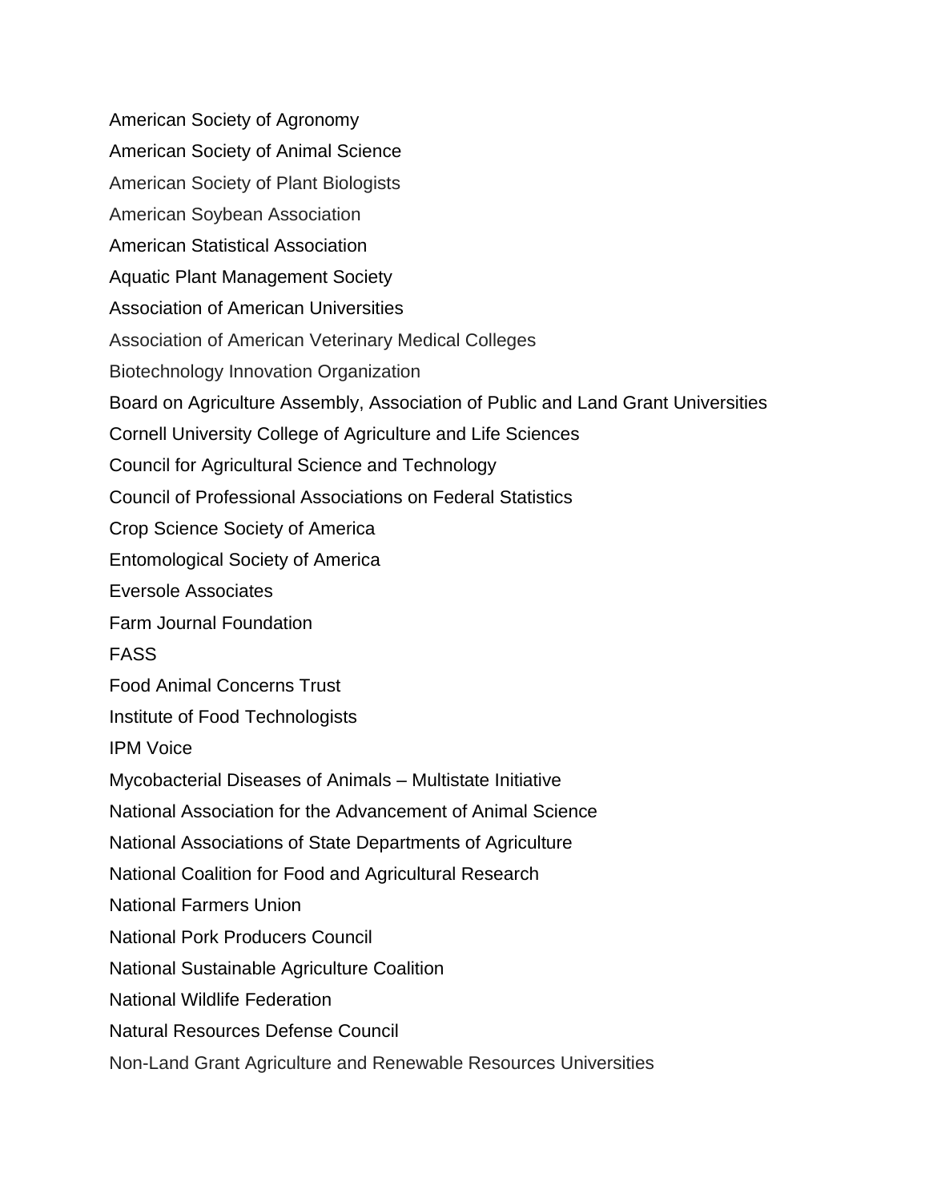American Society of Agronomy

American Society of Animal Science

American Society of Plant Biologists

American Soybean Association

American Statistical Association

Aquatic Plant Management Society

Association of American Universities

Association of American Veterinary Medical Colleges

Biotechnology Innovation Organization

Board on Agriculture Assembly, Association of Public and Land Grant Universities

Cornell University College of Agriculture and Life Sciences

Council for Agricultural Science and Technology

Council of Professional Associations on Federal Statistics

Crop Science Society of America

Entomological Society of America

Eversole Associates

Farm Journal Foundation

FASS

Food Animal Concerns Trust

Institute of Food Technologists

IPM Voice

Mycobacterial Diseases of Animals – Multistate Initiative

National Association for the Advancement of Animal Science

National Associations of State Departments of Agriculture

National Coalition for Food and Agricultural Research

National Farmers Union

National Pork Producers Council

National Sustainable Agriculture Coalition

National Wildlife Federation

Natural Resources Defense Council

Non-Land Grant Agriculture and Renewable Resources Universities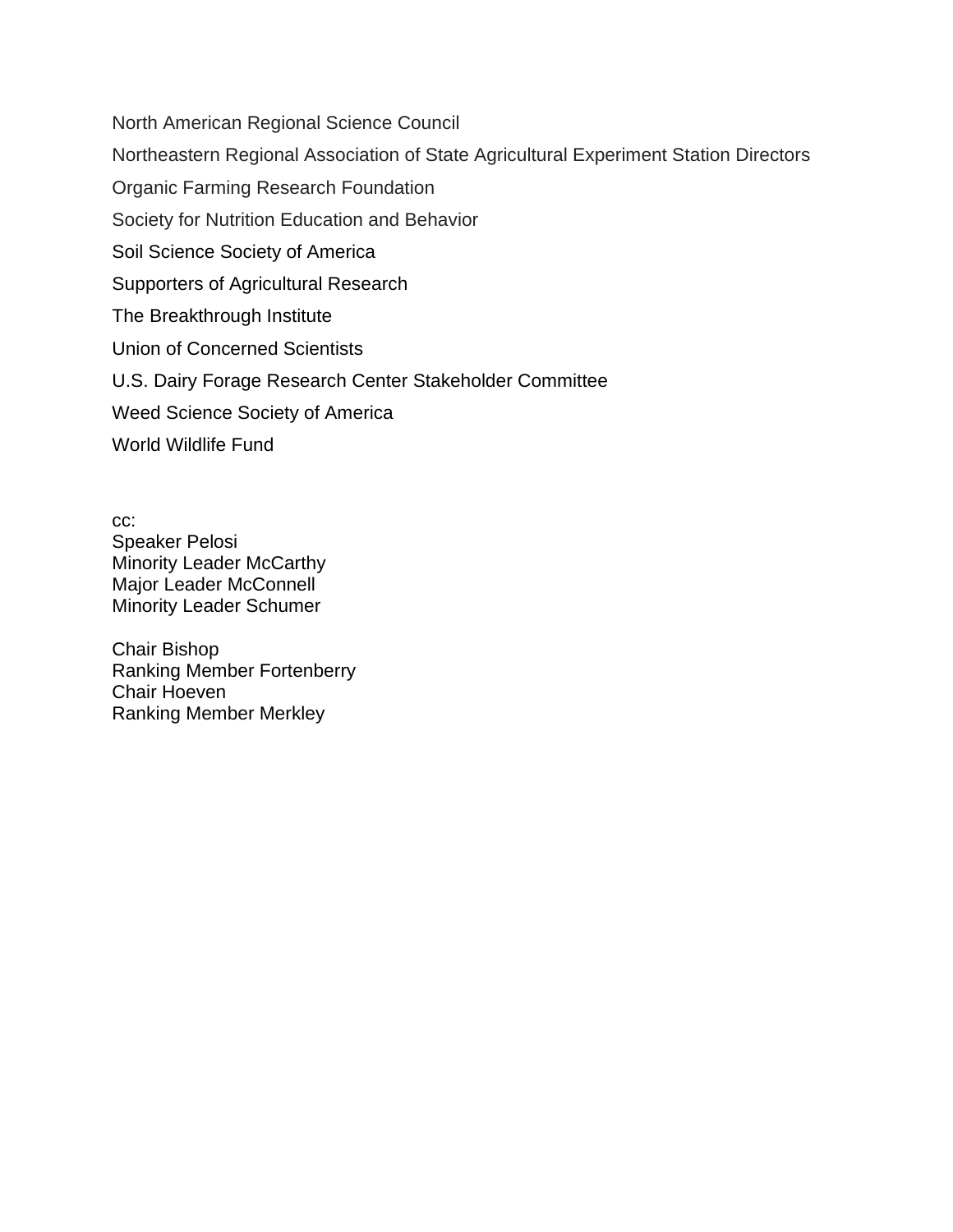North American Regional Science Council

Northeastern Regional Association of State Agricultural Experiment Station Directors

Organic Farming Research Foundation

Society for Nutrition Education and Behavior

Soil Science Society of America

Supporters of Agricultural Research

The Breakthrough Institute

Union of Concerned Scientists

U.S. Dairy Forage Research Center Stakeholder Committee

Weed Science Society of America

World Wildlife Fund

cc:
Speaker Pelosi
Minority Leader McCarthy
Major Leader McConnell
Minority Leader Schumer

Chair Bishop
Ranking Member Fortenberry
Chair Hoeven
Ranking Member Merkley